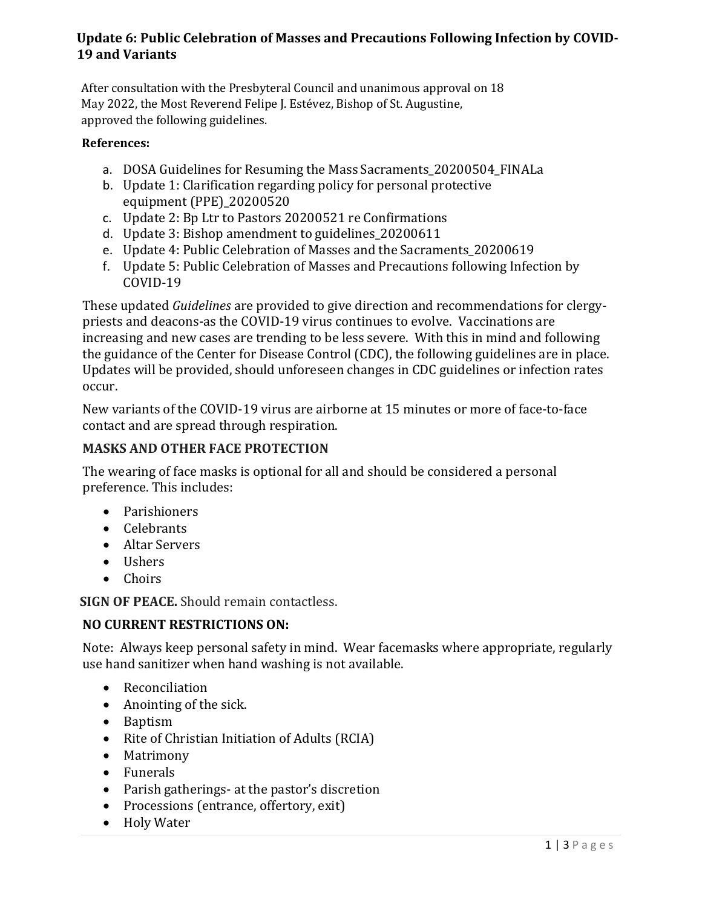# Update 6: Public Celebration of Masses and Precautions Following Infection by COVID-19 and Variants

After consultation with the Presbyteral Council and unanimous approval on 18 May 2022, the Most Reverend Felipe J. Estévez, Bishop of St. Augustine, approved the following guidelines.

**References:**

a. DOSA Guidelines for Resuming the Mass Sacraments_20200504_FINALa
b. Update 1: Clarification regarding policy for personal protective equipment (PPE)_20200520
c. Update 2: Bp Ltr to Pastors 20200521 re Confirmations
d. Update 3: Bishop amendment to guidelines_20200611
e. Update 4: Public Celebration of Masses and the Sacraments_20200619
f. Update 5: Public Celebration of Masses and Precautions following Infection by COVID-19

These updated *Guidelines* are provided to give direction and recommendations for clergy-priests and deacons-as the COVID-19 virus continues to evolve. Vaccinations are increasing and new cases are trending to be less severe. With this in mind and following the guidance of the Center for Disease Control (CDC), the following guidelines are in place. Updates will be provided, should unforeseen changes in CDC guidelines or infection rates occur.

New variants of the COVID-19 virus are airborne at 15 minutes or more of face-to-face contact and are spread through respiration.

**MASKS AND OTHER FACE PROTECTION**

The wearing of face masks is optional for all and should be considered a personal preference. This includes:

- Parishioners
- Celebrants
- Altar Servers
- Ushers
- Choirs

**SIGN OF PEACE.** Should remain contactless.

**NO CURRENT RESTRICTIONS ON:**

Note: Always keep personal safety in mind. Wear facemasks where appropriate, regularly use hand sanitizer when hand washing is not available.

- Reconciliation
- Anointing of the sick.
- Baptism
- Rite of Christian Initiation of Adults (RCIA)
- Matrimony
- Funerals
- Parish gatherings- at the pastor's discretion
- Processions (entrance, offertory, exit)
- Holy Water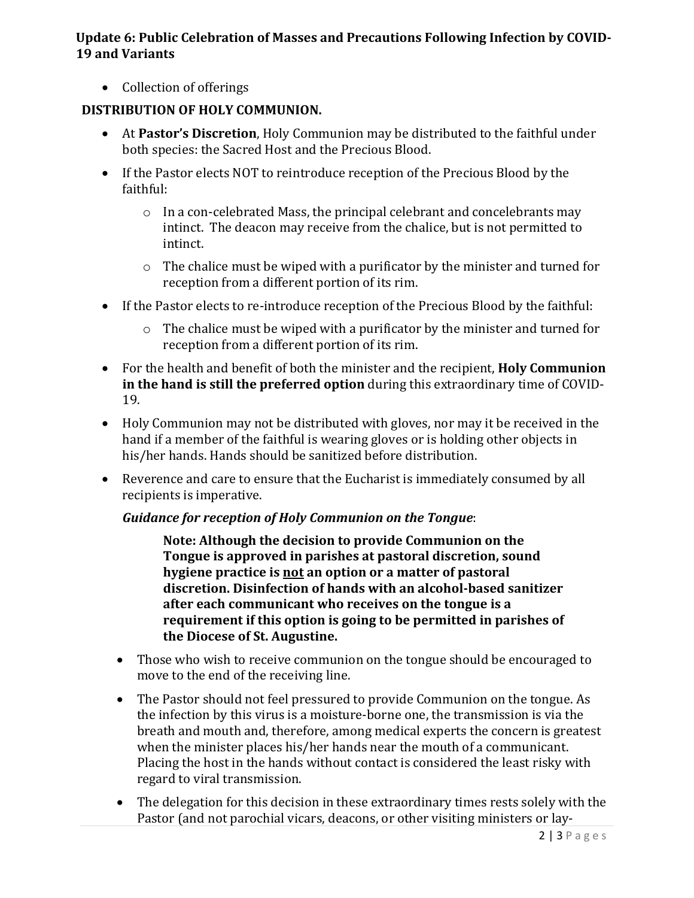- Collection of offerings

**DISTRIBUTION OF HOLY COMMUNION.**

- At **Pastor's Discretion**, Holy Communion may be distributed to the faithful under both species: the Sacred Host and the Precious Blood.
- If the Pastor elects NOT to reintroduce reception of the Precious Blood by the faithful:
  - In a con-celebrated Mass, the principal celebrant and concelebrants may intinct. The deacon may receive from the chalice, but is not permitted to intinct.
  - The chalice must be wiped with a purificator by the minister and turned for reception from a different portion of its rim.
- If the Pastor elects to re-introduce reception of the Precious Blood by the faithful:
  - The chalice must be wiped with a purificator by the minister and turned for reception from a different portion of its rim.
- For the health and benefit of both the minister and the recipient, **Holy Communion in the hand is still the preferred option** during this extraordinary time of COVID-19.
- Holy Communion may not be distributed with gloves, nor may it be received in the hand if a member of the faithful is wearing gloves or is holding other objects in his/her hands. Hands should be sanitized before distribution.
- Reverence and care to ensure that the Eucharist is immediately consumed by all recipients is imperative.

***Guidance for reception of Holy Communion on the Tongue*:**

> **Note: Although the decision to provide Communion on the Tongue is approved in parishes at pastoral discretion, sound hygiene practice is <u>not</u> an option or a matter of pastoral discretion. Disinfection of hands with an alcohol-based sanitizer after each communicant who receives on the tongue is a requirement if this option is going to be permitted in parishes of the Diocese of St. Augustine.**

- Those who wish to receive communion on the tongue should be encouraged to move to the end of the receiving line.
- The Pastor should not feel pressured to provide Communion on the tongue. As the infection by this virus is a moisture-borne one, the transmission is via the breath and mouth and, therefore, among medical experts the concern is greatest when the minister places his/her hands near the mouth of a communicant. Placing the host in the hands without contact is considered the least risky with regard to viral transmission.
- The delegation for this decision in these extraordinary times rests solely with the Pastor (and not parochial vicars, deacons, or other visiting ministers or lay-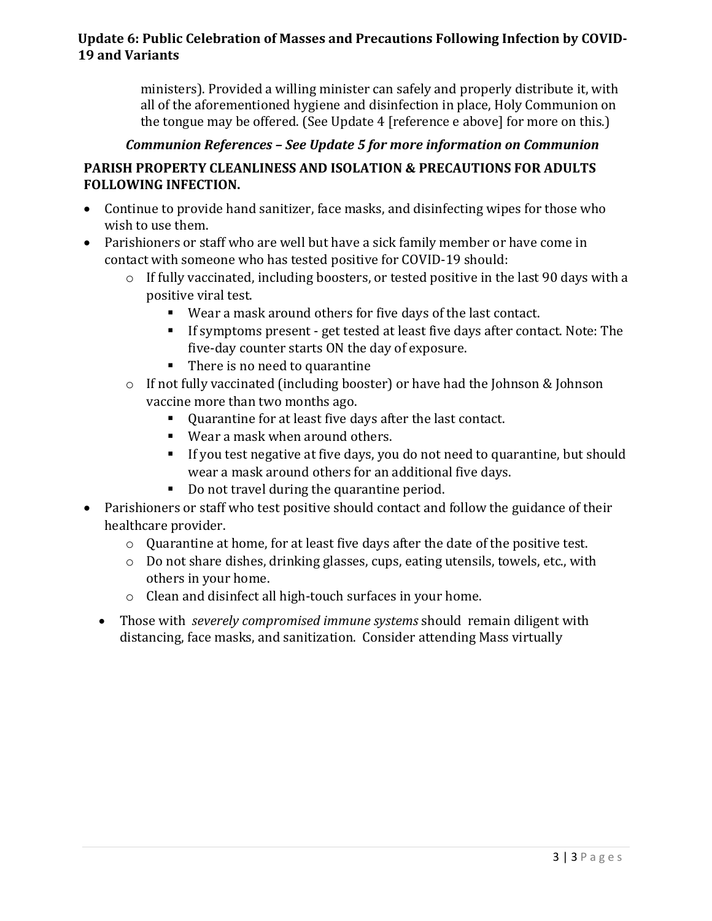ministers). Provided a willing minister can safely and properly distribute it, with all of the aforementioned hygiene and disinfection in place, Holy Communion on the tongue may be offered. (See Update 4 [reference e above] for more on this.)

***Communion References – See Update 5 for more information on Communion***

**PARISH PROPERTY CLEANLINESS AND ISOLATION & PRECAUTIONS FOR ADULTS FOLLOWING INFECTION.**

- Continue to provide hand sanitizer, face masks, and disinfecting wipes for those who wish to use them.
- Parishioners or staff who are well but have a sick family member or have come in contact with someone who has tested positive for COVID-19 should:
  - If fully vaccinated, including boosters, or tested positive in the last 90 days with a positive viral test.
    - Wear a mask around others for five days of the last contact.
    - If symptoms present - get tested at least five days after contact. Note: The five-day counter starts ON the day of exposure.
    - There is no need to quarantine
  - If not fully vaccinated (including booster) or have had the Johnson & Johnson vaccine more than two months ago.
    - Quarantine for at least five days after the last contact.
    - Wear a mask when around others.
    - If you test negative at five days, you do not need to quarantine, but should wear a mask around others for an additional five days.
    - Do not travel during the quarantine period.
- Parishioners or staff who test positive should contact and follow the guidance of their healthcare provider.
  - Quarantine at home, for at least five days after the date of the positive test.
  - Do not share dishes, drinking glasses, cups, eating utensils, towels, etc., with others in your home.
  - Clean and disinfect all high-touch surfaces in your home.
- Those with *severely compromised immune systems* should remain diligent with distancing, face masks, and sanitization. Consider attending Mass virtually